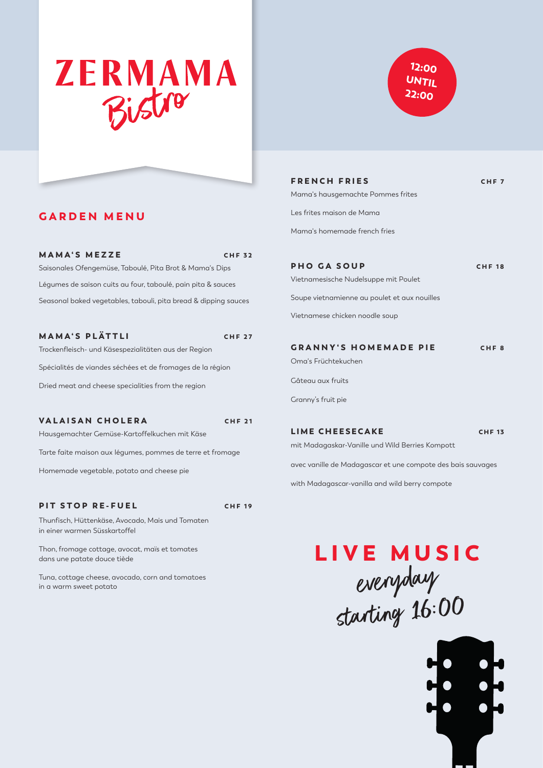# ZERMAMA
## Bistro

12:00 UNTIL 22:00

## GARDEN MENU

### MAMA'S MEZZE — CHF 32

Saisonales Ofengemüse, Taboulé, Pita Brot & Mama's Dips

Légumes de saison cuits au four, taboulé, pain pita & sauces

Seasonal baked vegetables, tabouli, pita bread & dipping sauces

### MAMA'S PLÄTTLI — CHF 27

Trockenfleisch- und Käsespezialitäten aus der Region

Spécialités de viandes séchées et de fromages de la région

Dried meat and cheese specialities from the region

### VALAISAN CHOLERA — CHF 21

Hausgemachter Gemüse-Kartoffelkuchen mit Käse

Tarte faite maison aux légumes, pommes de terre et fromage

Homemade vegetable, potato and cheese pie

### PIT STOP RE-FUEL — CHF 19

Thunfisch, Hüttenkäse, Avocado, Mais und Tomaten in einer warmen Süsskartoffel

Thon, fromage cottage, avocat, maïs et tomates dans une patate douce tiède

Tuna, cottage cheese, avocado, corn and tomatoes in a warm sweet potato

### FRENCH FRIES — CHF 7

Mama's hausgemachte Pommes frites

Les frites maison de Mama

Mama's homemade french fries

### PHO GA SOUP — CHF 18

Vietnamesische Nudelsuppe mit Poulet

Soupe vietnamienne au poulet et aux nouilles

Vietnamese chicken noodle soup

### GRANNY'S HOMEMADE PIE — CHF 8

Oma's Früchtekuchen

Gâteau aux fruits

Granny's fruit pie

### LIME CHEESECAKE — CHF 13

mit Madagaskar-Vanille und Wild Berries Kompott

avec vanille de Madagascar et une compote des bais sauvages

with Madagascar-vanilla and wild berry compote

## LIVE MUSIC
everyday starting 16:00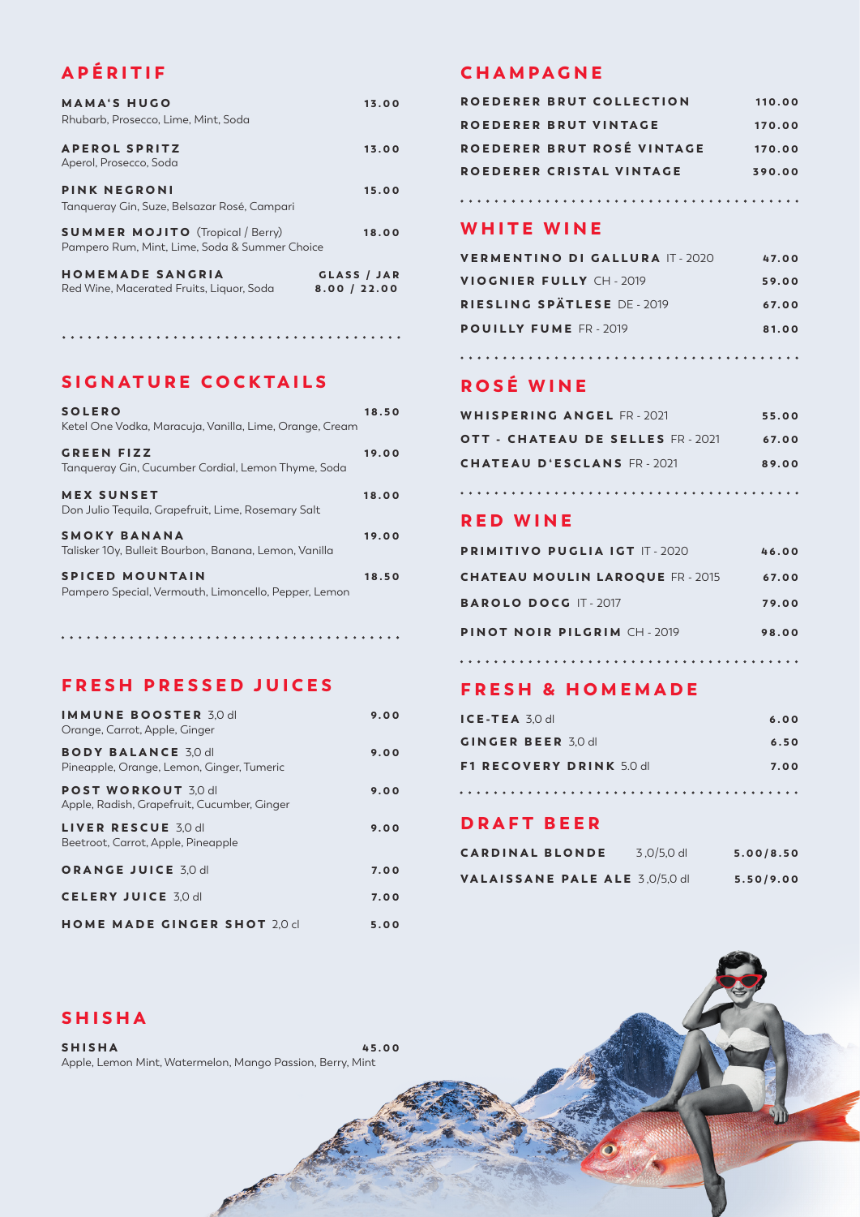## APÉRITIF

**MAMA'S HUGO** — 13.00
Rhubarb, Prosecco, Lime, Mint, Soda

**APEROL SPRITZ** — 13.00
Aperol, Prosecco, Soda

**PINK NEGRONI** — 15.00
Tanqueray Gin, Suze, Belsazar Rosé, Campari

**SUMMER MOJITO** (Tropical / Berry) — 18.00
Pampero Rum, Mint, Lime, Soda & Summer Choice

**HOMEMADE SANGRIA** — GLASS / JAR 8.00 / 22.00
Red Wine, Macerated Fruits, Liquor, Soda

## SIGNATURE COCKTAILS

**SOLERO** — 18.50
Ketel One Vodka, Maracuja, Vanilla, Lime, Orange, Cream

**GREEN FIZZ** — 19.00
Tanqueray Gin, Cucumber Cordial, Lemon Thyme, Soda

**MEX SUNSET** — 18.00
Don Julio Tequila, Grapefruit, Lime, Rosemary Salt

**SMOKY BANANA** — 19.00
Talisker 10y, Bulleit Bourbon, Banana, Lemon, Vanilla

**SPICED MOUNTAIN** — 18.50
Pampero Special, Vermouth, Limoncello, Pepper, Lemon

## FRESH PRESSED JUICES

**IMMUNE BOOSTER** 3,0 dl — 9.00
Orange, Carrot, Apple, Ginger

**BODY BALANCE** 3,0 dl — 9.00
Pineapple, Orange, Lemon, Ginger, Tumeric

**POST WORKOUT** 3,0 dl — 9.00
Apple, Radish, Grapefruit, Cucumber, Ginger

**LIVER RESCUE** 3,0 dl — 9.00
Beetroot, Carrot, Apple, Pineapple

**ORANGE JUICE** 3,0 dl — 7.00

**CELERY JUICE** 3,0 dl — 7.00

**HOME MADE GINGER SHOT** 2,0 cl — 5.00

## SHISHA

**SHISHA** — 45.00
Apple, Lemon Mint, Watermelon, Mango Passion, Berry, Mint

## CHAMPAGNE

| | |
|---|---|
| ROEDERER BRUT COLLECTION | 110.00 |
| ROEDERER BRUT VINTAGE | 170.00 |
| ROEDERER BRUT ROSÉ VINTAGE | 170.00 |
| ROEDERER CRISTAL VINTAGE | 390.00 |

## WHITE WINE

| | |
|---|---|
| VERMENTINO DI GALLURA IT - 2020 | 47.00 |
| VIOGNIER FULLY CH - 2019 | 59.00 |
| RIESLING SPÄTLESE DE - 2019 | 67.00 |
| POUILLY FUME FR - 2019 | 81.00 |

## ROSÉ WINE

| | |
|---|---|
| WHISPERING ANGEL FR - 2021 | 55.00 |
| OTT - CHATEAU DE SELLES FR - 2021 | 67.00 |
| CHATEAU D'ESCLANS FR - 2021 | 89.00 |

## RED WINE

| | |
|---|---|
| PRIMITIVO PUGLIA IGT IT - 2020 | 46.00 |
| CHATEAU MOULIN LAROQUE FR - 2015 | 67.00 |
| BAROLO DOCG IT - 2017 | 79.00 |
| PINOT NOIR PILGRIM CH - 2019 | 98.00 |

## FRESH & HOMEMADE

| | |
|---|---|
| ICE-TEA 3,0 dl | 6.00 |
| GINGER BEER 3,0 dl | 6.50 |
| F1 RECOVERY DRINK 5.0 dl | 7.00 |

## DRAFT BEER

| | | |
|---|---|---|
| CARDINAL BLONDE | 3,0/5,0 dl | 5.00/8.50 |
| VALAISSANE PALE ALE | 3,0/5,0 dl | 5.50/9.00 |